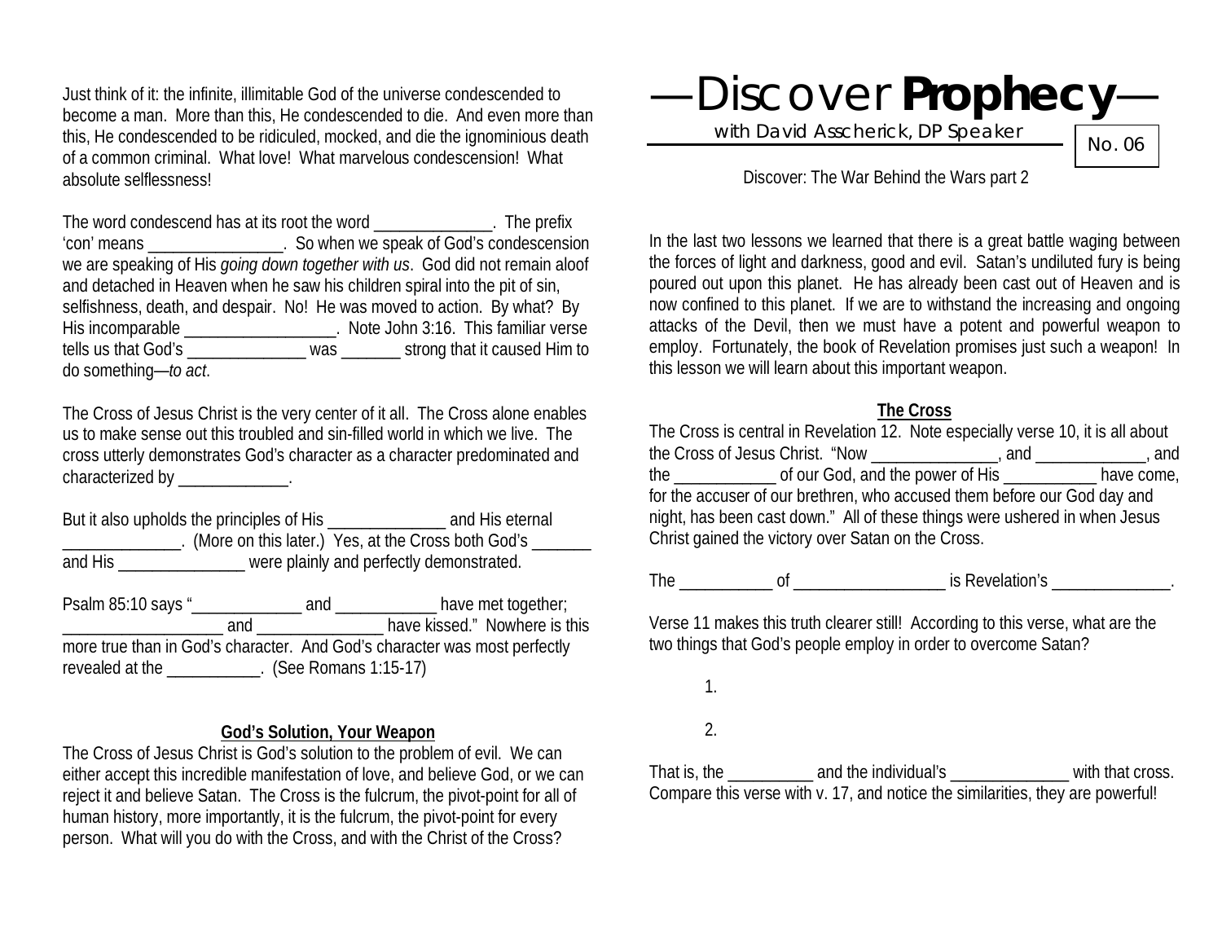Just think of it: the infinite, illimitable God of the universe condescended to become a man. More than this, He condescended to die. And even more than this, He condescended to be ridiculed, mocked, and die the ignominious death of a common criminal. What love! What marvelous condescension! What absolute selflessness!

The word condescend has at its root the word ______________. The prefix 'con' means ________________. So when we speak of God's condescension we are speaking of His *going down together with us*. God did not remain aloof and detached in Heaven when he saw his children spiral into the pit of sin, selfishness, death, and despair. No! He was moved to action. By what? By His incomparable __________________. Note John 3:16. This familiar verse tells us that God's ______________ was _______ strong that it caused Him to do something—*to act*.

The Cross of Jesus Christ is the very center of it all. The Cross alone enables us to make sense out this troubled and sin-filled world in which we live. The cross utterly demonstrates God's character as a character predominated and characterized by _____________.

But it also upholds the principles of His ______________ and His eternal ______________. (More on this later.) Yes, at the Cross both God's _______ and His _______________ were plainly and perfectly demonstrated.

Psalm 85:10 says "_____________ and ____________ have met together; ___________________ and _______________ have kissed." Nowhere is this more true than in God's character. And God's character was most perfectly revealed at the ___________. (See Romans 1:15-17)

**God's Solution, Your Weapon**

The Cross of Jesus Christ is God's solution to the problem of evil. We can either accept this incredible manifestation of love, and believe God, or we can reject it and believe Satan. The Cross is the fulcrum, the pivot-point for all of human history, more importantly, it is the fulcrum, the pivot-point for every person. What will you do with the Cross, and with the Christ of the Cross?

# —Discover **Prophecy**—

with David Asscherick, DP Speaker

No. 06

Discover: The War Behind the Wars part 2

In the last two lessons we learned that there is a great battle waging between the forces of light and darkness, good and evil. Satan's undiluted fury is being poured out upon this planet. He has already been cast out of Heaven and is now confined to this planet. If we are to withstand the increasing and ongoing attacks of the Devil, then we must have a potent and powerful weapon to employ. Fortunately, the book of Revelation promises just such a weapon! In this lesson we will learn about this important weapon.

**The Cross**

The Cross is central in Revelation 12. Note especially verse 10, it is all about the Cross of Jesus Christ. "Now _______________, and _____________, and the ____________ of our God, and the power of His ___________ have come, for the accuser of our brethren, who accused them before our God day and night, has been cast down." All of these things were ushered in when Jesus Christ gained the victory over Satan on the Cross.

The ___________ of __________________ is Revelation's ______________.

Verse 11 makes this truth clearer still! According to this verse, what are the two things that God's people employ in order to overcome Satan?

1.

2.

That is, the __________ and the individual's ______________ with that cross. Compare this verse with v. 17, and notice the similarities, they are powerful!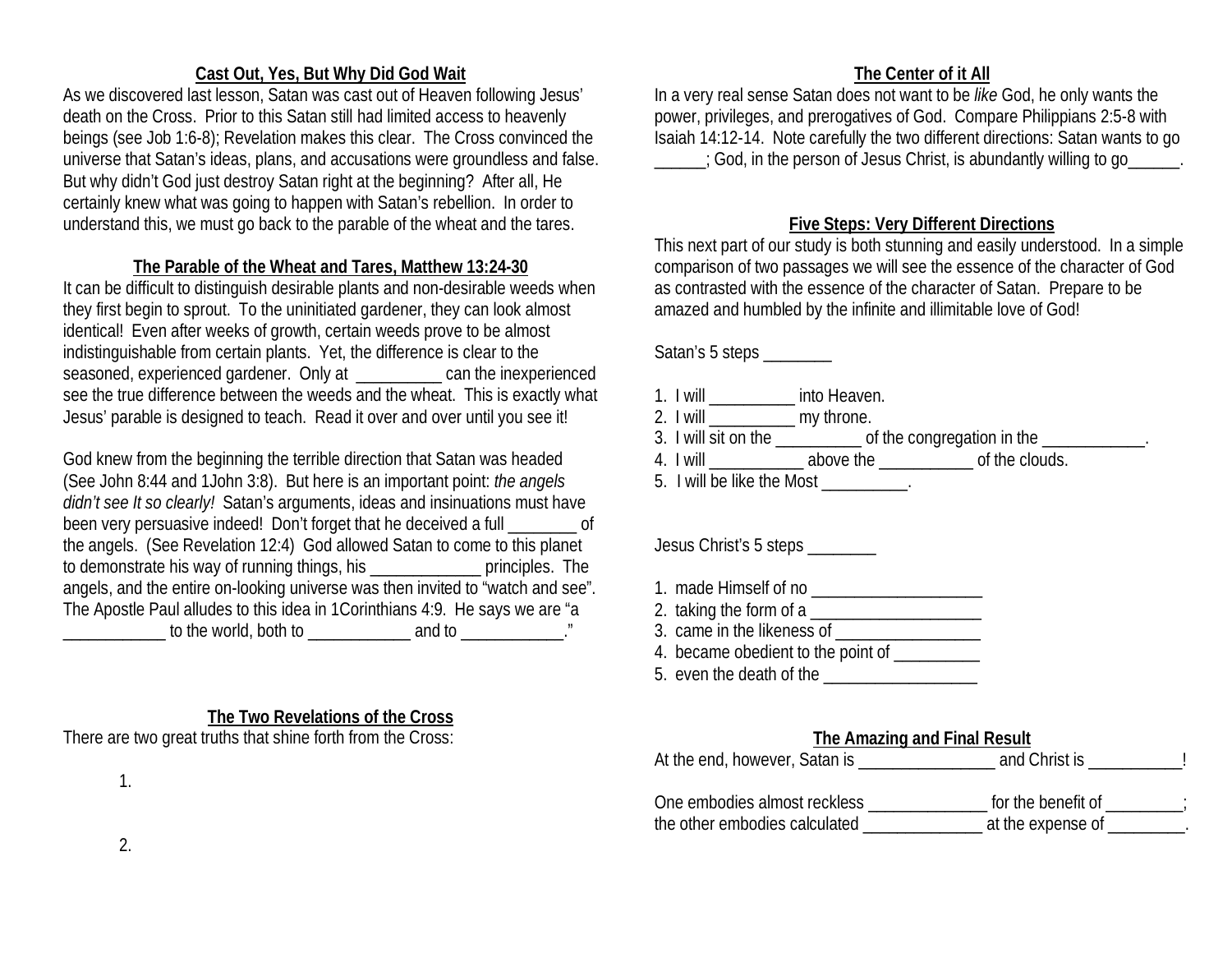## Cast Out, Yes, But Why Did God Wait

As we discovered last lesson, Satan was cast out of Heaven following Jesus' death on the Cross. Prior to this Satan still had limited access to heavenly beings (see Job 1:6-8); Revelation makes this clear. The Cross convinced the universe that Satan's ideas, plans, and accusations were groundless and false. But why didn't God just destroy Satan right at the beginning? After all, He certainly knew what was going to happen with Satan's rebellion. In order to understand this, we must go back to the parable of the wheat and the tares.

## The Parable of the Wheat and Tares, Matthew 13:24-30

It can be difficult to distinguish desirable plants and non-desirable weeds when they first begin to sprout. To the uninitiated gardener, they can look almost identical! Even after weeks of growth, certain weeds prove to be almost indistinguishable from certain plants. Yet, the difference is clear to the seasoned, experienced gardener. Only at __________ can the inexperienced see the true difference between the weeds and the wheat. This is exactly what Jesus' parable is designed to teach. Read it over and over until you see it!

God knew from the beginning the terrible direction that Satan was headed (See John 8:44 and 1John 3:8). But here is an important point: *the angels didn't see It so clearly!* Satan's arguments, ideas and insinuations must have been very persuasive indeed! Don't forget that he deceived a full ________ of the angels. (See Revelation 12:4) God allowed Satan to come to this planet to demonstrate his way of running things, his _____________ principles. The angels, and the entire on-looking universe was then invited to "watch and see". The Apostle Paul alludes to this idea in 1Corinthians 4:9. He says we are "a ____________ to the world, both to ____________ and to ____________."

## The Two Revelations of the Cross

There are two great truths that shine forth from the Cross:

1.

2.

## The Center of it All

In a very real sense Satan does not want to be *like* God, he only wants the power, privileges, and prerogatives of God. Compare Philippians 2:5-8 with Isaiah 14:12-14. Note carefully the two different directions: Satan wants to go ______; God, in the person of Jesus Christ, is abundantly willing to go______.

## Five Steps: Very Different Directions

This next part of our study is both stunning and easily understood. In a simple comparison of two passages we will see the essence of the character of God as contrasted with the essence of the character of Satan. Prepare to be amazed and humbled by the infinite and illimitable love of God!

Satan's 5 steps ________

1. I will __________ into Heaven.
2. I will __________ my throne.
3. I will sit on the __________ of the congregation in the ____________.
4. I will ___________ above the ___________ of the clouds.
5. I will be like the Most __________.

Jesus Christ's 5 steps ________

1. made Himself of no ____________________
2. taking the form of a ____________________
3. came in the likeness of _________________
4. became obedient to the point of __________
5. even the death of the __________________

## The Amazing and Final Result

At the end, however, Satan is ________________ and Christ is ___________!

One embodies almost reckless ______________ for the benefit of _________;
the other embodies calculated ______________ at the expense of _________.